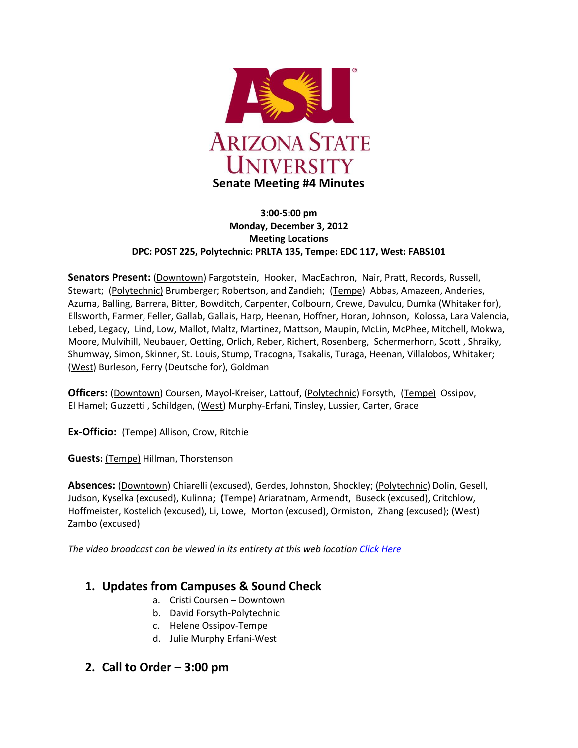ARIZONA STATE UNIVERSITY

# Senate Meeting #4 Minutes

**3:00-5:00 pm**
**Monday, December 3, 2012**
**Meeting Locations**
**DPC: POST 225, Polytechnic: PRLTA 135, Tempe: EDC 117, West: FABS101**

**Senators Present:** (Downtown) Fargotstein, Hooker, MacEachron, Nair, Pratt, Records, Russell, Stewart; (Polytechnic) Brumberger; Robertson, and Zandieh; (Tempe) Abbas, Amazeen, Anderies, Azuma, Balling, Barrera, Bitter, Bowditch, Carpenter, Colbourn, Crewe, Davulcu, Dumka (Whitaker for), Ellsworth, Farmer, Feller, Gallab, Gallais, Harp, Heenan, Hoffner, Horan, Johnson, Kolossa, Lara Valencia, Lebed, Legacy, Lind, Low, Mallot, Maltz, Martinez, Mattson, Maupin, McLin, McPhee, Mitchell, Mokwa, Moore, Mulvihill, Neubauer, Oetting, Orlich, Reber, Richert, Rosenberg, Schermerhorn, Scott , Shraiky, Shumway, Simon, Skinner, St. Louis, Stump, Tracogna, Tsakalis, Turaga, Heenan, Villalobos, Whitaker; (West) Burleson, Ferry (Deutsche for), Goldman

**Officers:** (Downtown) Coursen, Mayol-Kreiser, Lattouf, (Polytechnic) Forsyth, (Tempe) Ossipov, El Hamel; Guzzetti , Schildgen, (West) Murphy-Erfani, Tinsley, Lussier, Carter, Grace

**Ex-Officio:** (Tempe) Allison, Crow, Ritchie

**Guests:** (Tempe) Hillman, Thorstenson

**Absences:** (Downtown) Chiarelli (excused), Gerdes, Johnston, Shockley; (Polytechnic) Dolin, Gesell, Judson, Kyselka (excused), Kulinna; (Tempe) Ariaratnam, Armendt, Buseck (excused), Critchlow, Hoffmeister, Kostelich (excused), Li, Lowe, Morton (excused), Ormiston, Zhang (excused); (West) Zambo (excused)

*The video broadcast can be viewed in its entirety at this web location [Click Here]*

## 1. Updates from Campuses & Sound Check

a. Cristi Coursen – Downtown
b. David Forsyth-Polytechnic
c. Helene Ossipov-Tempe
d. Julie Murphy Erfani-West

## 2. Call to Order – 3:00 pm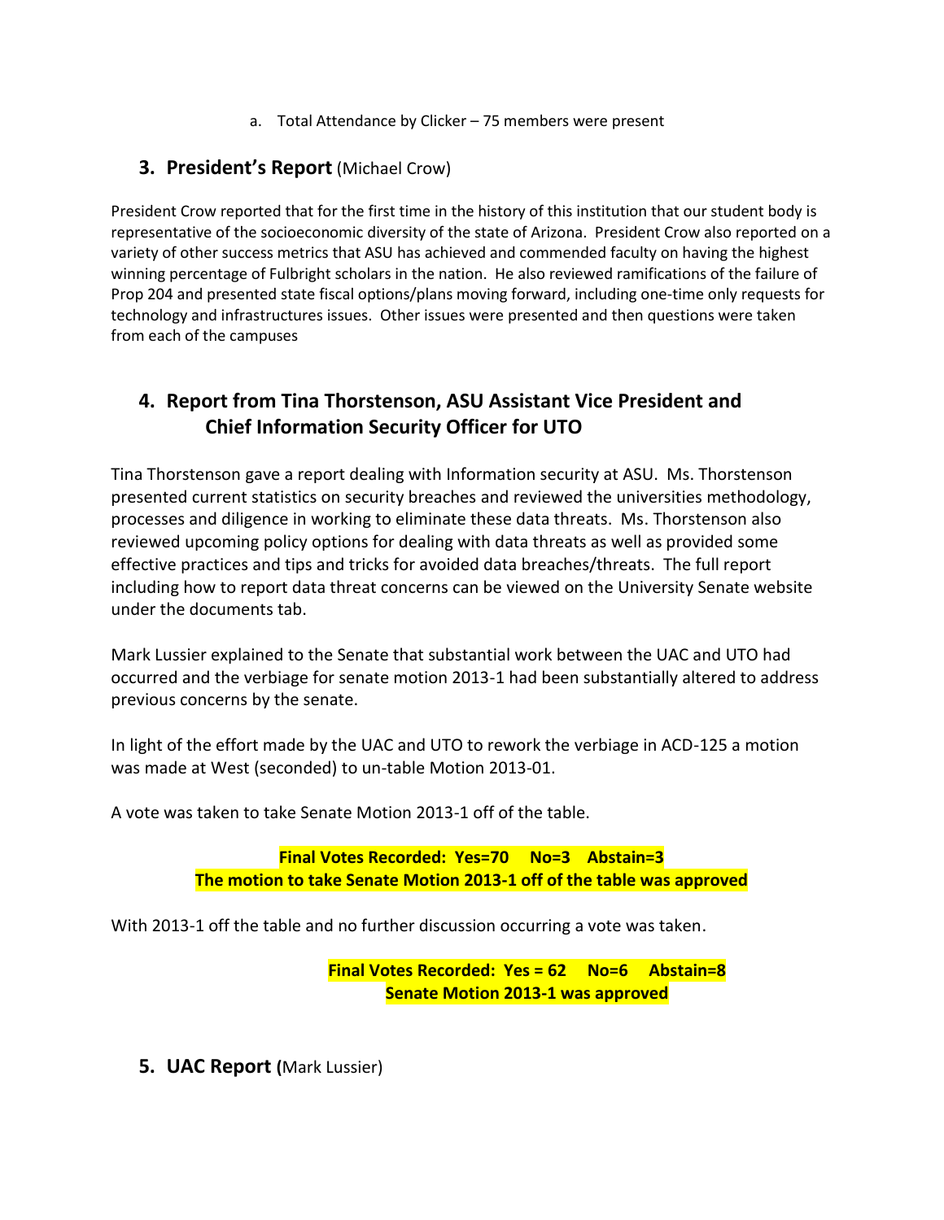a. Total Attendance by Clicker – 75 members were present

## 3. President's Report (Michael Crow)

President Crow reported that for the first time in the history of this institution that our student body is representative of the socioeconomic diversity of the state of Arizona. President Crow also reported on a variety of other success metrics that ASU has achieved and commended faculty on having the highest winning percentage of Fulbright scholars in the nation. He also reviewed ramifications of the failure of Prop 204 and presented state fiscal options/plans moving forward, including one-time only requests for technology and infrastructures issues. Other issues were presented and then questions were taken from each of the campuses

## 4. Report from Tina Thorstenson, ASU Assistant Vice President and Chief Information Security Officer for UTO

Tina Thorstenson gave a report dealing with Information security at ASU. Ms. Thorstenson presented current statistics on security breaches and reviewed the universities methodology, processes and diligence in working to eliminate these data threats. Ms. Thorstenson also reviewed upcoming policy options for dealing with data threats as well as provided some effective practices and tips and tricks for avoided data breaches/threats. The full report including how to report data threat concerns can be viewed on the University Senate website under the documents tab.

Mark Lussier explained to the Senate that substantial work between the UAC and UTO had occurred and the verbiage for senate motion 2013-1 had been substantially altered to address previous concerns by the senate.

In light of the effort made by the UAC and UTO to rework the verbiage in ACD-125 a motion was made at West (seconded) to un-table Motion 2013-01.

A vote was taken to take Senate Motion 2013-1 off of the table.

**Final Votes Recorded: Yes=70 No=3 Abstain=3**
**The motion to take Senate Motion 2013-1 off of the table was approved**

With 2013-1 off the table and no further discussion occurring a vote was taken.

**Final Votes Recorded: Yes = 62 No=6 Abstain=8**
**Senate Motion 2013-1 was approved**

## 5. UAC Report (Mark Lussier)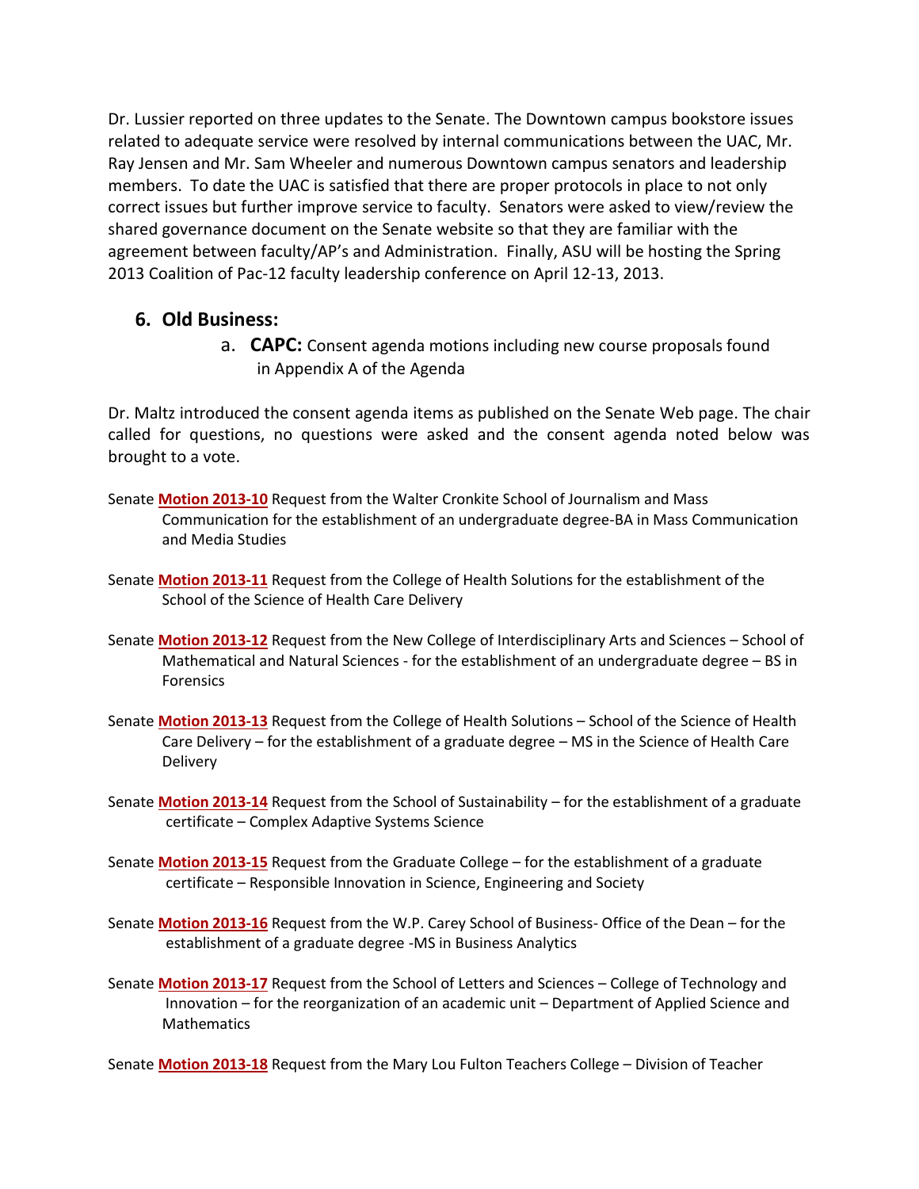Dr. Lussier reported on three updates to the Senate. The Downtown campus bookstore issues related to adequate service were resolved by internal communications between the UAC, Mr. Ray Jensen and Mr. Sam Wheeler and numerous Downtown campus senators and leadership members. To date the UAC is satisfied that there are proper protocols in place to not only correct issues but further improve service to faculty. Senators were asked to view/review the shared governance document on the Senate website so that they are familiar with the agreement between faculty/AP's and Administration. Finally, ASU will be hosting the Spring 2013 Coalition of Pac-12 faculty leadership conference on April 12-13, 2013.

## 6. Old Business:

a. **CAPC:** Consent agenda motions including new course proposals found in Appendix A of the Agenda

Dr. Maltz introduced the consent agenda items as published on the Senate Web page. The chair called for questions, no questions were asked and the consent agenda noted below was brought to a vote.

Senate **Motion 2013-10** Request from the Walter Cronkite School of Journalism and Mass Communication for the establishment of an undergraduate degree-BA in Mass Communication and Media Studies

Senate **Motion 2013-11** Request from the College of Health Solutions for the establishment of the School of the Science of Health Care Delivery

Senate **Motion 2013-12** Request from the New College of Interdisciplinary Arts and Sciences – School of Mathematical and Natural Sciences - for the establishment of an undergraduate degree – BS in Forensics

Senate **Motion 2013-13** Request from the College of Health Solutions – School of the Science of Health Care Delivery – for the establishment of a graduate degree – MS in the Science of Health Care Delivery

Senate **Motion 2013-14** Request from the School of Sustainability – for the establishment of a graduate certificate – Complex Adaptive Systems Science

Senate **Motion 2013-15** Request from the Graduate College – for the establishment of a graduate certificate – Responsible Innovation in Science, Engineering and Society

Senate **Motion 2013-16** Request from the W.P. Carey School of Business- Office of the Dean – for the establishment of a graduate degree -MS in Business Analytics

Senate **Motion 2013-17** Request from the School of Letters and Sciences – College of Technology and Innovation – for the reorganization of an academic unit – Department of Applied Science and Mathematics

Senate **Motion 2013-18** Request from the Mary Lou Fulton Teachers College – Division of Teacher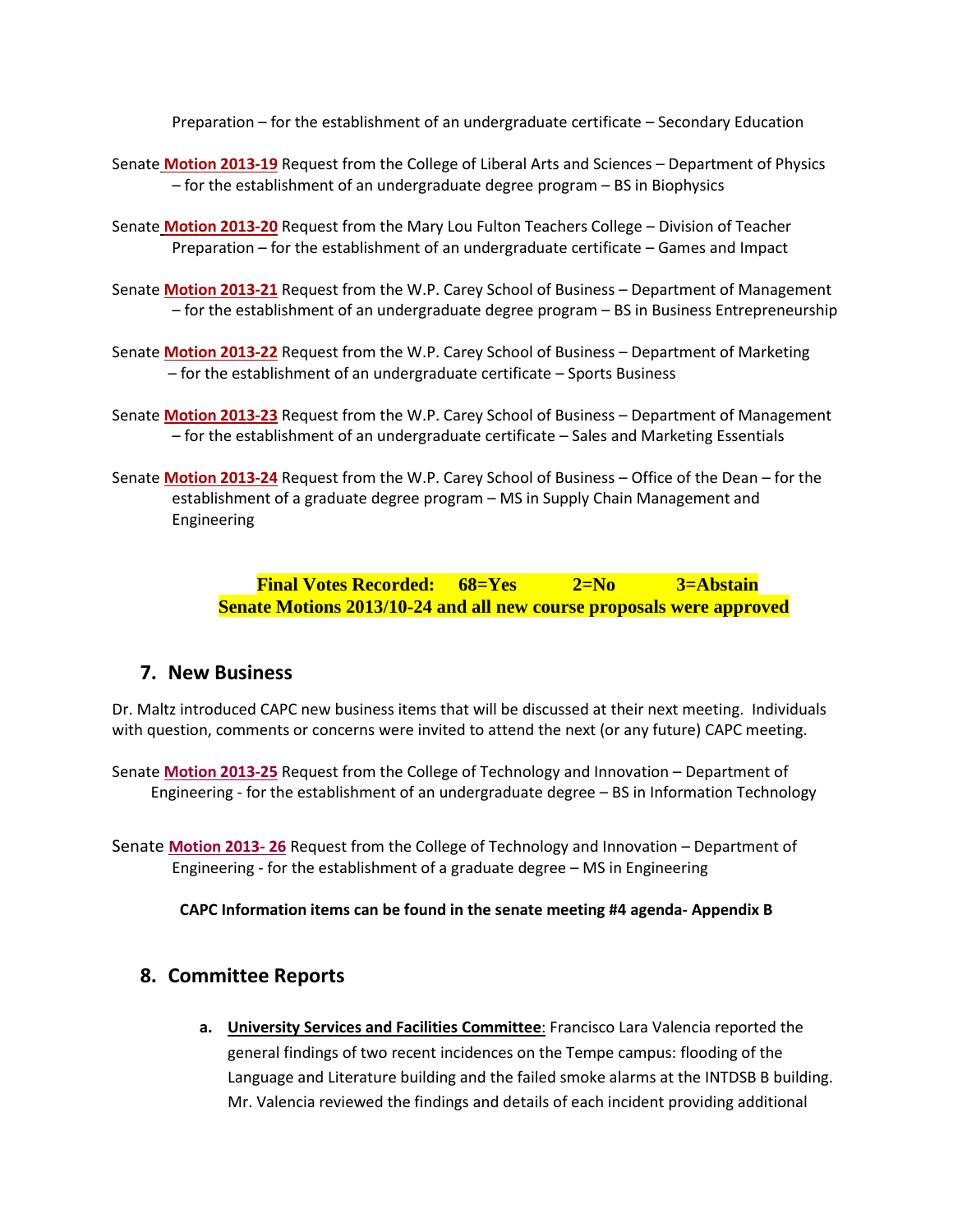Preparation – for the establishment of an undergraduate certificate – Secondary Education

Senate **Motion 2013-19** Request from the College of Liberal Arts and Sciences – Department of Physics – for the establishment of an undergraduate degree program – BS in Biophysics

Senate **Motion 2013-20** Request from the Mary Lou Fulton Teachers College – Division of Teacher Preparation – for the establishment of an undergraduate certificate – Games and Impact

Senate **Motion 2013-21** Request from the W.P. Carey School of Business – Department of Management – for the establishment of an undergraduate degree program – BS in Business Entrepreneurship

Senate **Motion 2013-22** Request from the W.P. Carey School of Business – Department of Marketing – for the establishment of an undergraduate certificate – Sports Business

Senate **Motion 2013-23** Request from the W.P. Carey School of Business – Department of Management – for the establishment of an undergraduate certificate – Sales and Marketing Essentials

Senate **Motion 2013-24** Request from the W.P. Carey School of Business – Office of the Dean – for the establishment of a graduate degree program – MS in Supply Chain Management and Engineering

**Final Votes Recorded: 68=Yes 2=No 3=Abstain**
**Senate Motions 2013/10-24 and all new course proposals were approved**

## 7. New Business

Dr. Maltz introduced CAPC new business items that will be discussed at their next meeting. Individuals with question, comments or concerns were invited to attend the next (or any future) CAPC meeting.

Senate **Motion 2013-25** Request from the College of Technology and Innovation – Department of Engineering - for the establishment of an undergraduate degree – BS in Information Technology

Senate **Motion 2013- 26** Request from the College of Technology and Innovation – Department of Engineering - for the establishment of a graduate degree – MS in Engineering

**CAPC Information items can be found in the senate meeting #4 agenda- Appendix B**

## 8. Committee Reports

a. **University Services and Facilities Committee**: Francisco Lara Valencia reported the general findings of two recent incidences on the Tempe campus: flooding of the Language and Literature building and the failed smoke alarms at the INTDSB B building. Mr. Valencia reviewed the findings and details of each incident providing additional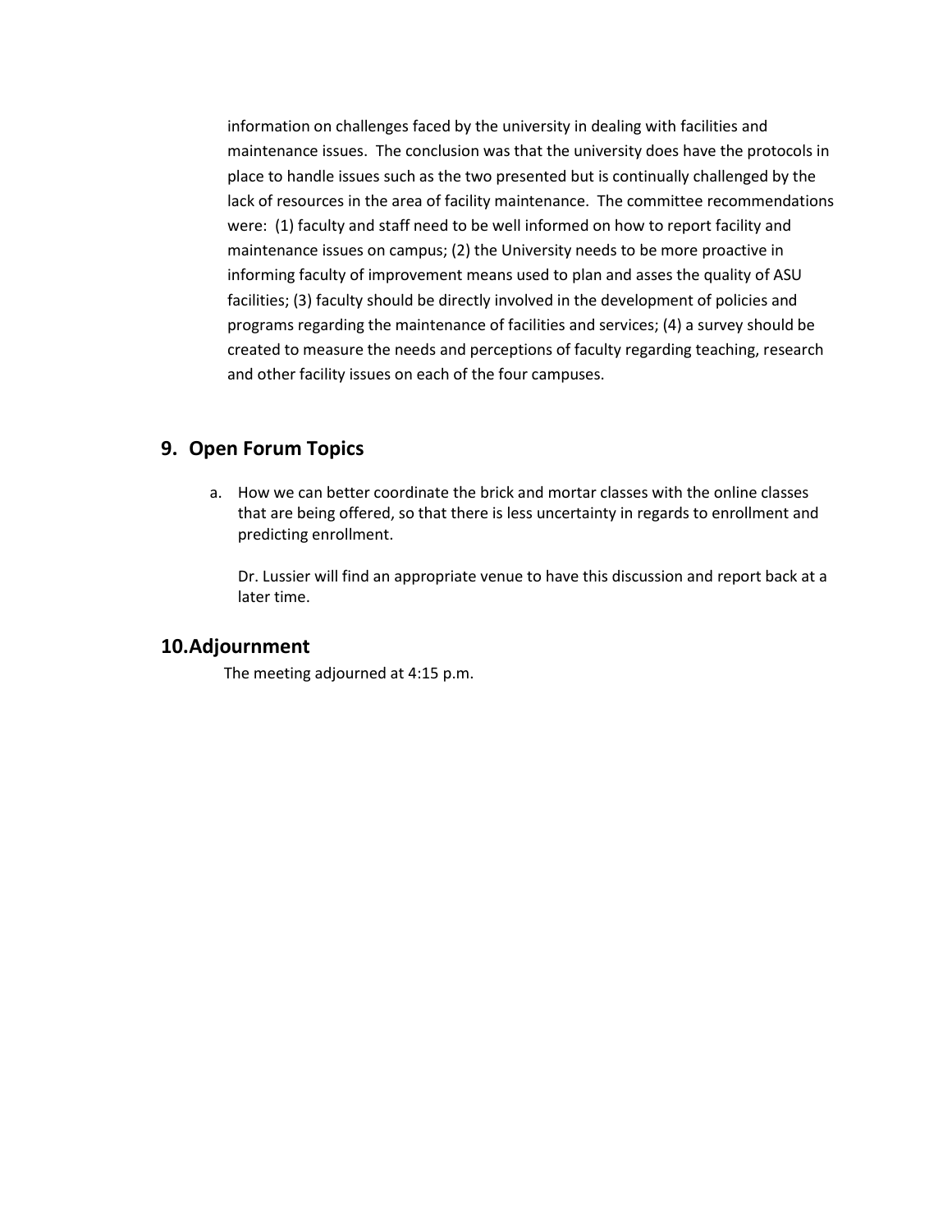information on challenges faced by the university in dealing with facilities and maintenance issues. The conclusion was that the university does have the protocols in place to handle issues such as the two presented but is continually challenged by the lack of resources in the area of facility maintenance. The committee recommendations were: (1) faculty and staff need to be well informed on how to report facility and maintenance issues on campus; (2) the University needs to be more proactive in informing faculty of improvement means used to plan and asses the quality of ASU facilities; (3) faculty should be directly involved in the development of policies and programs regarding the maintenance of facilities and services; (4) a survey should be created to measure the needs and perceptions of faculty regarding teaching, research and other facility issues on each of the four campuses.

## 9. Open Forum Topics

a. How we can better coordinate the brick and mortar classes with the online classes that are being offered, so that there is less uncertainty in regards to enrollment and predicting enrollment.

   Dr. Lussier will find an appropriate venue to have this discussion and report back at a later time.

## 10. Adjournment

The meeting adjourned at 4:15 p.m.